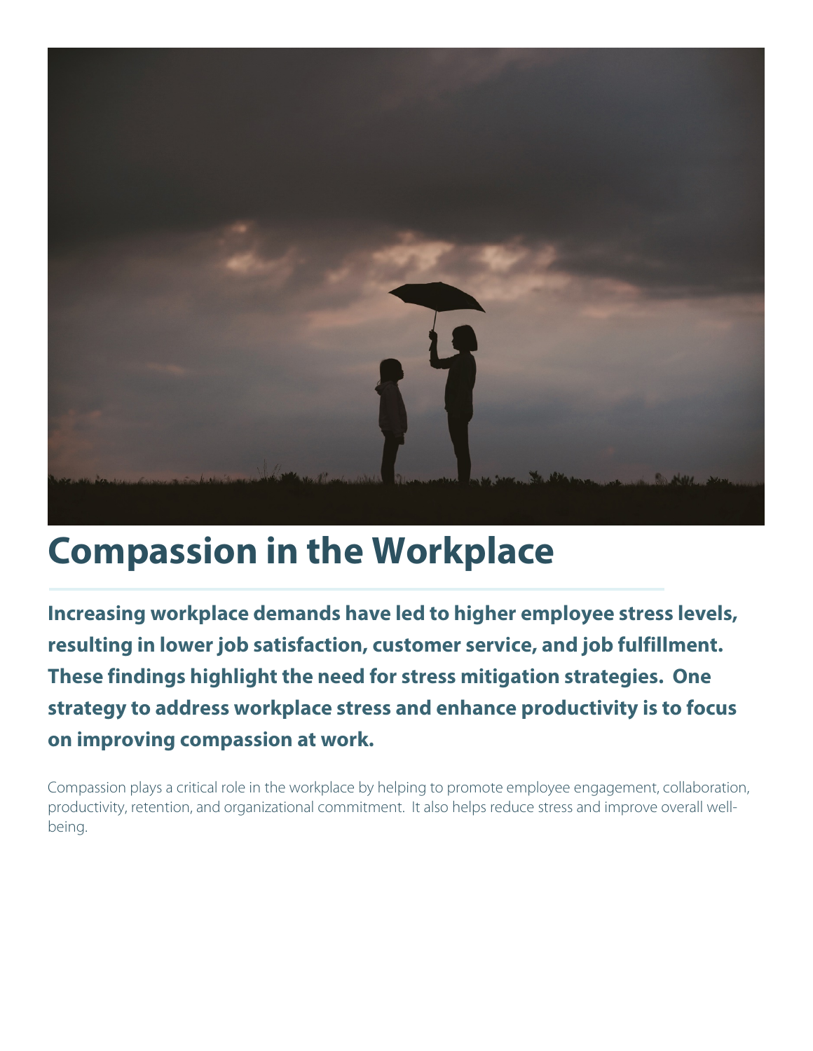# Compassion in the Workplace

**Increasing workplace demands have led to higher employee stress levels, resulting in lower job satisfaction, customer service, and job fulfillment. These findings highlight the need for stress mitigation strategies. One strategy to address workplace stress and enhance productivity is to focus on improving compassion at work.**

Compassion plays a critical role in the workplace by helping to promote employee engagement, collaboration, productivity, retention, and organizational commitment. It also helps reduce stress and improve overall well-being.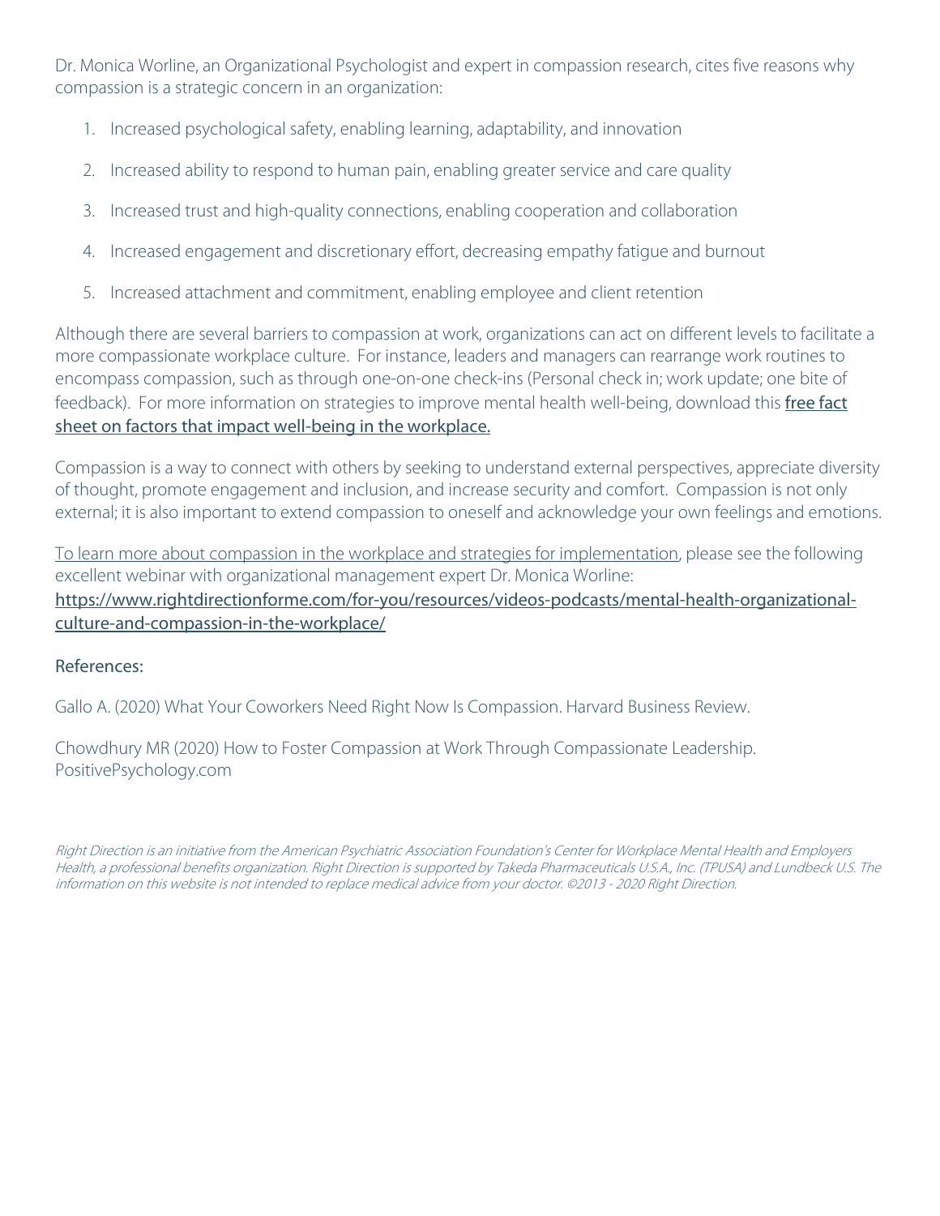Dr. Monica Worline, an Organizational Psychologist and expert in compassion research, cites five reasons why compassion is a strategic concern in an organization:

1. Increased psychological safety, enabling learning, adaptability, and innovation
2. Increased ability to respond to human pain, enabling greater service and care quality
3. Increased trust and high-quality connections, enabling cooperation and collaboration
4. Increased engagement and discretionary effort, decreasing empathy fatigue and burnout
5. Increased attachment and commitment, enabling employee and client retention

Although there are several barriers to compassion at work, organizations can act on different levels to facilitate a more compassionate workplace culture. For instance, leaders and managers can rearrange work routines to encompass compassion, such as through one-on-one check-ins (Personal check in; work update; one bite of feedback). For more information on strategies to improve mental health well-being, download this free fact sheet on factors that impact well-being in the workplace.

Compassion is a way to connect with others by seeking to understand external perspectives, appreciate diversity of thought, promote engagement and inclusion, and increase security and comfort. Compassion is not only external; it is also important to extend compassion to oneself and acknowledge your own feelings and emotions.

To learn more about compassion in the workplace and strategies for implementation, please see the following excellent webinar with organizational management expert Dr. Monica Worline: https://www.rightdirectionforme.com/for-you/resources/videos-podcasts/mental-health-organizational-culture-and-compassion-in-the-workplace/

## References:

Gallo A. (2020) What Your Coworkers Need Right Now Is Compassion. Harvard Business Review.

Chowdhury MR (2020) How to Foster Compassion at Work Through Compassionate Leadership. PositivePsychology.com

*Right Direction is an initiative from the American Psychiatric Association Foundation's Center for Workplace Mental Health and Employers Health, a professional benefits organization. Right Direction is supported by Takeda Pharmaceuticals U.S.A., Inc. (TPUSA) and Lundbeck U.S. The information on this website is not intended to replace medical advice from your doctor. ©2013 - 2020 Right Direction.*